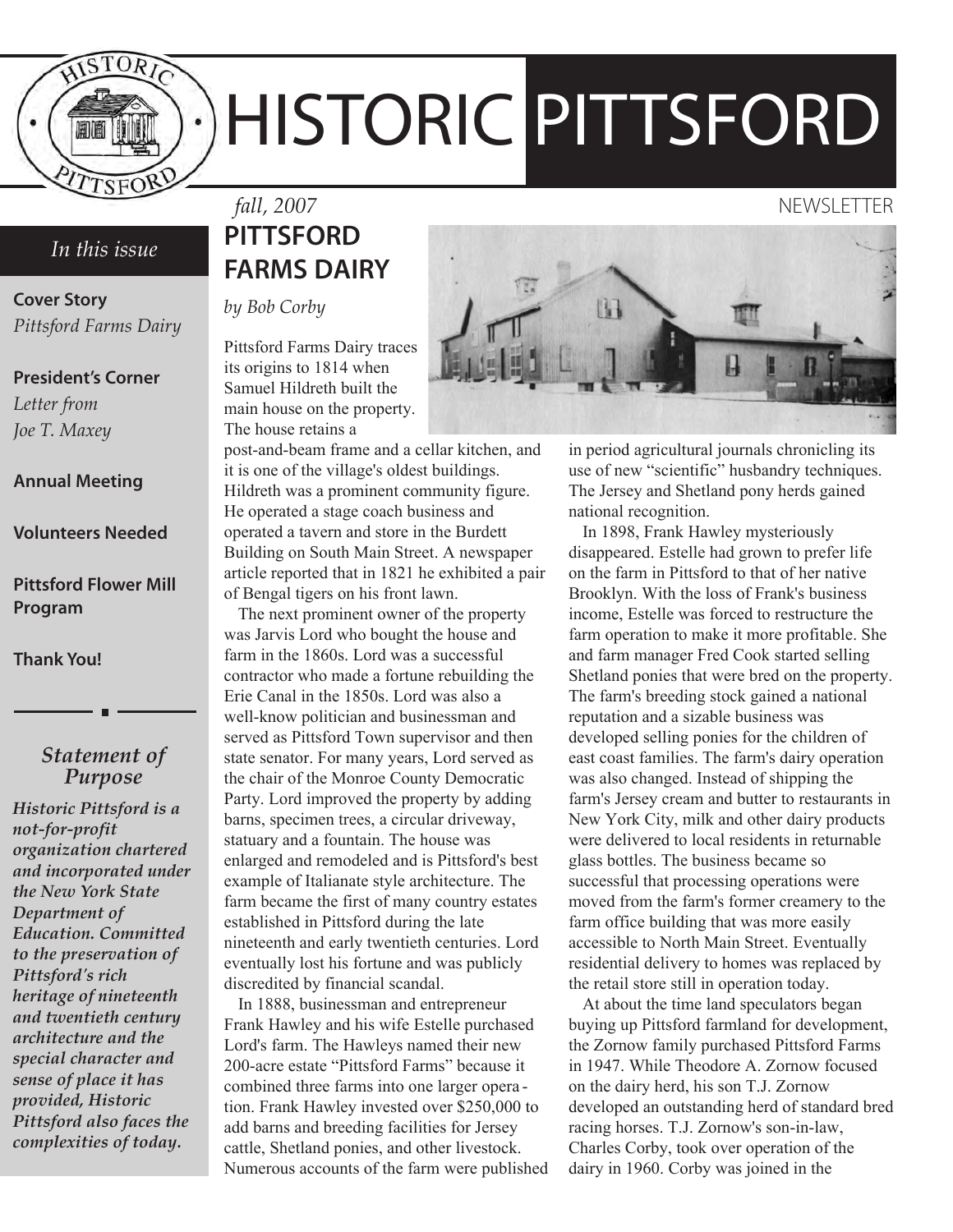# HISTORIC PITTSFORD

*fall, 2007*

NEWSLETTER

*In this issue*

**Cover Story**
*Pittsford Farms Dairy*

**President's Corner**
*Letter from Joe T. Maxey*

**Annual Meeting**

**Volunteers Needed**

**Pittsford Flower Mill Program**

**Thank You!**

---

### *Statement of Purpose*

***Historic Pittsford is a not-for-profit organization chartered and incorporated under the New York State Department of Education. Committed to the preservation of Pittsford's rich heritage of nineteenth and twentieth century architecture and the special character and sense of place it has provided, Historic Pittsford also faces the complexities of today.***

## PITTSFORD FARMS DAIRY

*by Bob Corby*

Pittsford Farms Dairy traces its origins to 1814 when Samuel Hildreth built the main house on the property. The house retains a post-and-beam frame and a cellar kitchen, and it is one of the village's oldest buildings. Hildreth was a prominent community figure. He operated a stage coach business and operated a tavern and store in the Burdett Building on South Main Street. A newspaper article reported that in 1821 he exhibited a pair of Bengal tigers on his front lawn.

The next prominent owner of the property was Jarvis Lord who bought the house and farm in the 1860s. Lord was a successful contractor who made a fortune rebuilding the Erie Canal in the 1850s. Lord was also a well-know politician and businessman and served as Pittsford Town supervisor and then state senator. For many years, Lord served as the chair of the Monroe County Democratic Party. Lord improved the property by adding barns, specimen trees, a circular driveway, statuary and a fountain. The house was enlarged and remodeled and is Pittsford's best example of Italianate style architecture. The farm became the first of many country estates established in Pittsford during the late nineteenth and early twentieth centuries. Lord eventually lost his fortune and was publicly discredited by financial scandal.

In 1888, businessman and entrepreneur Frank Hawley and his wife Estelle purchased Lord's farm. The Hawleys named their new 200-acre estate "Pittsford Farms" because it combined three farms into one larger operation. Frank Hawley invested over $250,000 to add barns and breeding facilities for Jersey cattle, Shetland ponies, and other livestock. Numerous accounts of the farm were published in period agricultural journals chronicling its use of new "scientific" husbandry techniques. The Jersey and Shetland pony herds gained national recognition.

In 1898, Frank Hawley mysteriously disappeared. Estelle had grown to prefer life on the farm in Pittsford to that of her native Brooklyn. With the loss of Frank's business income, Estelle was forced to restructure the farm operation to make it more profitable. She and farm manager Fred Cook started selling Shetland ponies that were bred on the property. The farm's breeding stock gained a national reputation and a sizable business was developed selling ponies for the children of east coast families. The farm's dairy operation was also changed. Instead of shipping the farm's Jersey cream and butter to restaurants in New York City, milk and other dairy products were delivered to local residents in returnable glass bottles. The business became so successful that processing operations were moved from the farm's former creamery to the farm office building that was more easily accessible to North Main Street. Eventually residential delivery to homes was replaced by the retail store still in operation today.

At about the time land speculators began buying up Pittsford farmland for development, the Zornow family purchased Pittsford Farms in 1947. While Theodore A. Zornow focused on the dairy herd, his son T.J. Zornow developed an outstanding herd of standard bred racing horses. T.J. Zornow's son-in-law, Charles Corby, took over operation of the dairy in 1960. Corby was joined in the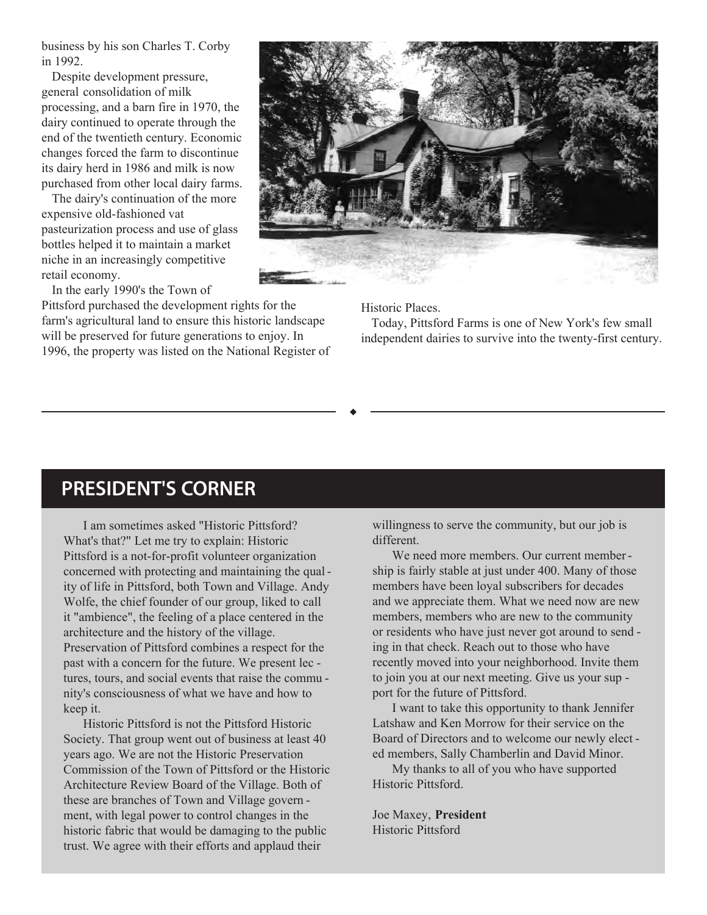business by his son Charles T. Corby in 1992.

Despite development pressure, general consolidation of milk processing, and a barn fire in 1970, the dairy continued to operate through the end of the twentieth century. Economic changes forced the farm to discontinue its dairy herd in 1986 and milk is now purchased from other local dairy farms.

The dairy's continuation of the more expensive old-fashioned vat pasteurization process and use of glass bottles helped it to maintain a market niche in an increasingly competitive retail economy.

In the early 1990's the Town of Pittsford purchased the development rights for the farm's agricultural land to ensure this historic landscape will be preserved for future generations to enjoy. In 1996, the property was listed on the National Register of Historic Places.

Today, Pittsford Farms is one of New York's few small independent dairies to survive into the twenty-first century.

## PRESIDENT'S CORNER

I am sometimes asked "Historic Pittsford? What's that?" Let me try to explain: Historic Pittsford is a not-for-profit volunteer organization concerned with protecting and maintaining the quality of life in Pittsford, both Town and Village. Andy Wolfe, the chief founder of our group, liked to call it "ambience", the feeling of a place centered in the architecture and the history of the village. Preservation of Pittsford combines a respect for the past with a concern for the future. We present lectures, tours, and social events that raise the community's consciousness of what we have and how to keep it.

Historic Pittsford is not the Pittsford Historic Society. That group went out of business at least 40 years ago. We are not the Historic Preservation Commission of the Town of Pittsford or the Historic Architecture Review Board of the Village. Both of these are branches of Town and Village government, with legal power to control changes in the historic fabric that would be damaging to the public trust. We agree with their efforts and applaud their willingness to serve the community, but our job is different.

We need more members. Our current membership is fairly stable at just under 400. Many of those members have been loyal subscribers for decades and we appreciate them. What we need now are new members, members who are new to the community or residents who have just never got around to sending in that check. Reach out to those who have recently moved into your neighborhood. Invite them to join you at our next meeting. Give us your support for the future of Pittsford.

I want to take this opportunity to thank Jennifer Latshaw and Ken Morrow for their service on the Board of Directors and to welcome our newly elected members, Sally Chamberlin and David Minor.

My thanks to all of you who have supported Historic Pittsford.

Joe Maxey, **President**
Historic Pittsford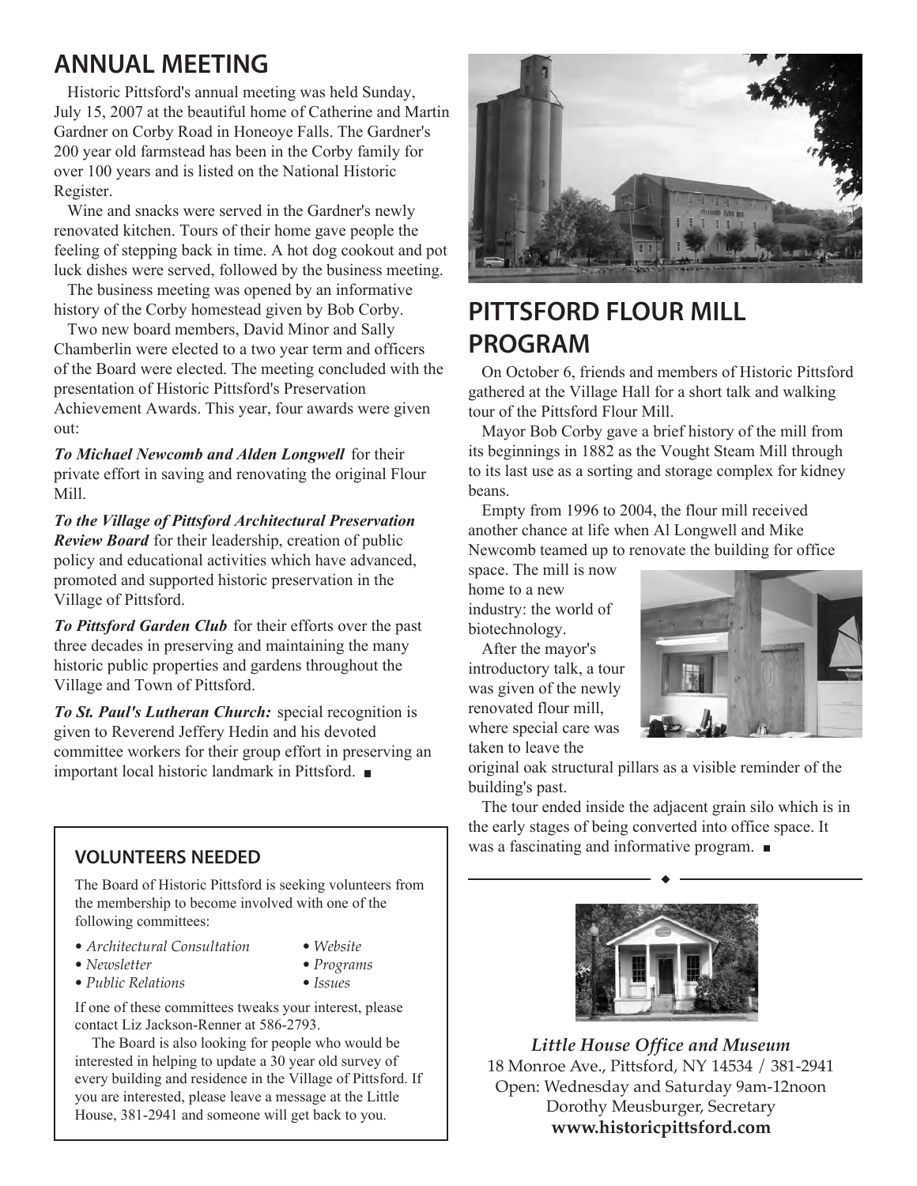## ANNUAL MEETING

Historic Pittsford's annual meeting was held Sunday, July 15, 2007 at the beautiful home of Catherine and Martin Gardner on Corby Road in Honeoye Falls. The Gardner's 200 year old farmstead has been in the Corby family for over 100 years and is listed on the National Historic Register.

Wine and snacks were served in the Gardner's newly renovated kitchen. Tours of their home gave people the feeling of stepping back in time. A hot dog cookout and pot luck dishes were served, followed by the business meeting.

The business meeting was opened by an informative history of the Corby homestead given by Bob Corby.

Two new board members, David Minor and Sally Chamberlin were elected to a two year term and officers of the Board were elected. The meeting concluded with the presentation of Historic Pittsford's Preservation Achievement Awards. This year, four awards were given out:

***To Michael Newcomb and Alden Longwell*** for their private effort in saving and renovating the original Flour Mill.

***To the Village of Pittsford Architectural Preservation Review Board*** for their leadership, creation of public policy and educational activities which have advanced, promoted and supported historic preservation in the Village of Pittsford.

***To Pittsford Garden Club*** for their efforts over the past three decades in preserving and maintaining the many historic public properties and gardens throughout the Village and Town of Pittsford.

***To St. Paul's Lutheran Church:*** special recognition is given to Reverend Jeffery Hedin and his devoted committee workers for their group effort in preserving an important local historic landmark in Pittsford. ■

### VOLUNTEERS NEEDED

The Board of Historic Pittsford is seeking volunteers from the membership to become involved with one of the following committees:

- *Architectural Consultation*
- *Newsletter*
- *Public Relations*
- *Website*
- *Programs*
- *Issues*

If one of these committees tweaks your interest, please contact Liz Jackson-Renner at 586-2793.

The Board is also looking for people who would be interested in helping to update a 30 year old survey of every building and residence in the Village of Pittsford. If you are interested, please leave a message at the Little House, 381-2941 and someone will get back to you.

## PITTSFORD FLOUR MILL PROGRAM

On October 6, friends and members of Historic Pittsford gathered at the Village Hall for a short talk and walking tour of the Pittsford Flour Mill.

Mayor Bob Corby gave a brief history of the mill from its beginnings in 1882 as the Vought Steam Mill through to its last use as a sorting and storage complex for kidney beans.

Empty from 1996 to 2004, the flour mill received another chance at life when Al Longwell and Mike Newcomb teamed up to renovate the building for office space. The mill is now home to a new industry: the world of biotechnology.

After the mayor's introductory talk, a tour was given of the newly renovated flour mill, where special care was taken to leave the original oak structural pillars as a visible reminder of the building's past.

The tour ended inside the adjacent grain silo which is in the early stages of being converted into office space. It was a fascinating and informative program. ■

***Little House Office and Museum***
18 Monroe Ave., Pittsford, NY 14534 / 381-2941
Open: Wednesday and Saturday 9am-12noon
Dorothy Meusburger, Secretary
**www.historicpittsford.com**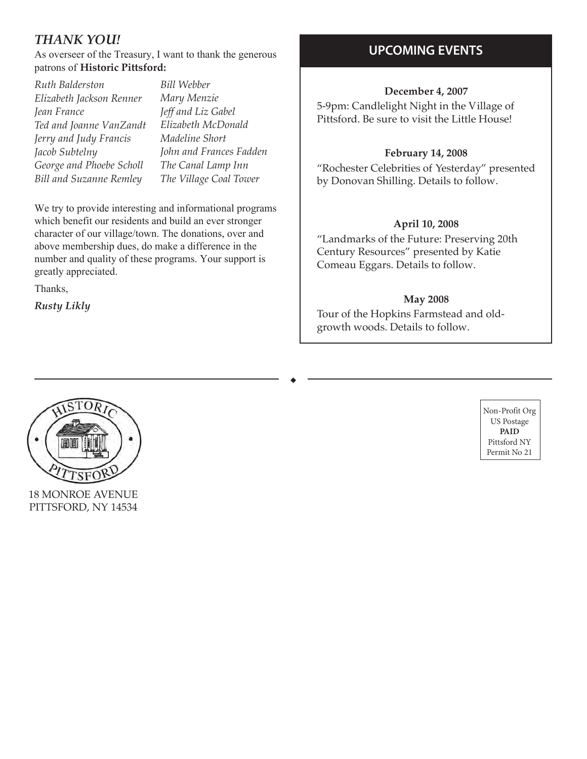## *THANK YOU!*

As overseer of the Treasury, I want to thank the generous patrons of **Historic Pittsford:**

| | |
|---|---|
| *Ruth Balderston* | *Bill Webber* |
| *Elizabeth Jackson Renner* | *Mary Menzie* |
| *Jean France* | *Jeff and Liz Gabel* |
| *Ted and Joanne VanZandt* | *Elizabeth McDonald* |
| *Jerry and Judy Francis* | *Madeline Short* |
| *Jacob Subtelny* | *John and Frances Fadden* |
| *George and Phoebe Scholl* | *The Canal Lamp Inn* |
| *Bill and Suzanne Remley* | *The Village Coal Tower* |

We try to provide interesting and informational programs which benefit our residents and build an ever stronger character of our village/town. The donations, over and above membership dues, do make a difference in the number and quality of these programs. Your support is greatly appreciated.

Thanks,

***Rusty Likly***

## UPCOMING EVENTS

**December 4, 2007**

5-9pm: Candlelight Night in the Village of Pittsford. Be sure to visit the Little House!

**February 14, 2008**

"Rochester Celebrities of Yesterday" presented by Donovan Shilling. Details to follow.

**April 10, 2008**

"Landmarks of the Future: Preserving 20th Century Resources" presented by Katie Comeau Eggars. Details to follow.

**May 2008**

Tour of the Hopkins Farmstead and old-growth woods. Details to follow.

---

HISTORIC PITTSFORD

18 MONROE AVENUE
PITTSFORD, NY 14534

Non-Profit Org
US Postage
**PAID**
Pittsford NY
Permit No 21